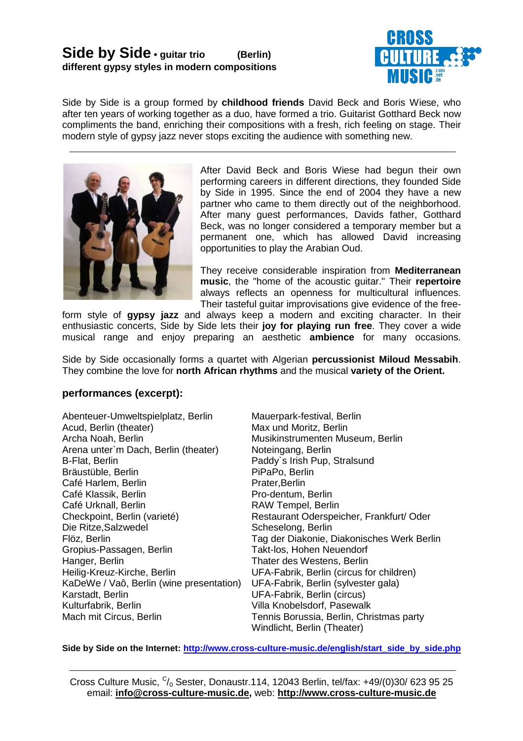# Side by Side • guitar trio (Berlin)

**different gypsy styles in modern compositions**

Side by Side is a group formed by **childhood friends** David Beck and Boris Wiese, who after ten years of working together as a duo, have formed a trio. Guitarist Gotthard Beck now compliments the band, enriching their compositions with a fresh, rich feeling on stage. Their modern style of gypsy jazz never stops exciting the audience with something new.

---

After David Beck and Boris Wiese had begun their own performing careers in different directions, they founded Side by Side in 1995. Since the end of 2004 they have a new partner who came to them directly out of the neighborhood. After many guest performances, Davids father, Gotthard Beck, was no longer considered a temporary member but a permanent one, which has allowed David increasing opportunities to play the Arabian Oud.

They receive considerable inspiration from **Mediterranean music**, the "home of the acoustic guitar." Their **repertoire** always reflects an openness for multicultural influences. Their tasteful guitar improvisations give evidence of the free-form style of **gypsy jazz** and always keep a modern and exciting character. In their enthusiastic concerts, Side by Side lets their **joy for playing run free**. They cover a wide musical range and enjoy preparing an aesthetic **ambience** for many occasions.

Side by Side occasionally forms a quartet with Algerian **percussionist Miloud Messabih**. They combine the love for **north African rhythms** and the musical **variety of the Orient.**

## performances (excerpt):

Abenteuer-Umweltspielplatz, Berlin
Acud, Berlin (theater)
Archa Noah, Berlin
Arena unter`m Dach, Berlin (theater)
B-Flat, Berlin
Bräustüble, Berlin
Café Harlem, Berlin
Café Klassik, Berlin
Café Urknall, Berlin
Checkpoint, Berlin (varieté)
Die Ritze,Salzwedel
Flöz, Berlin
Gropius-Passagen, Berlin
Hanger, Berlin
Heilig-Kreuz-Kirche, Berlin
KaDeWe / Vaô, Berlin (wine presentation)
Karstadt, Berlin
Kulturfabrik, Berlin
Mach mit Circus, Berlin
Mauerpark-festival, Berlin
Max und Moritz, Berlin
Musikinstrumenten Museum, Berlin
Noteingang, Berlin
Paddy`s Irish Pup, Stralsund
PiPaPo, Berlin
Prater,Berlin
Pro-dentum, Berlin
RAW Tempel, Berlin
Restaurant Oderspeicher, Frankfurt/ Oder
Scheselong, Berlin
Tag der Diakonie, Diakonisches Werk Berlin
Takt-los, Hohen Neuendorf
Thater des Westens, Berlin
UFA-Fabrik, Berlin (circus for children)
UFA-Fabrik, Berlin (sylvester gala)
UFA-Fabrik, Berlin (circus)
Villa Knobelsdorf, Pasewalk
Tennis Borussia, Berlin, Christmas party
Windlicht, Berlin (Theater)

**Side by Side on the Internet: http://www.cross-culture-music.de/english/start_side_by_side.php**

---

Cross Culture Music, C/o Sester, Donaustr.114, 12043 Berlin, tel/fax: +49/(0)30/ 623 95 25
email: **info@cross-culture-music.de,** web: **http://www.cross-culture-music.de**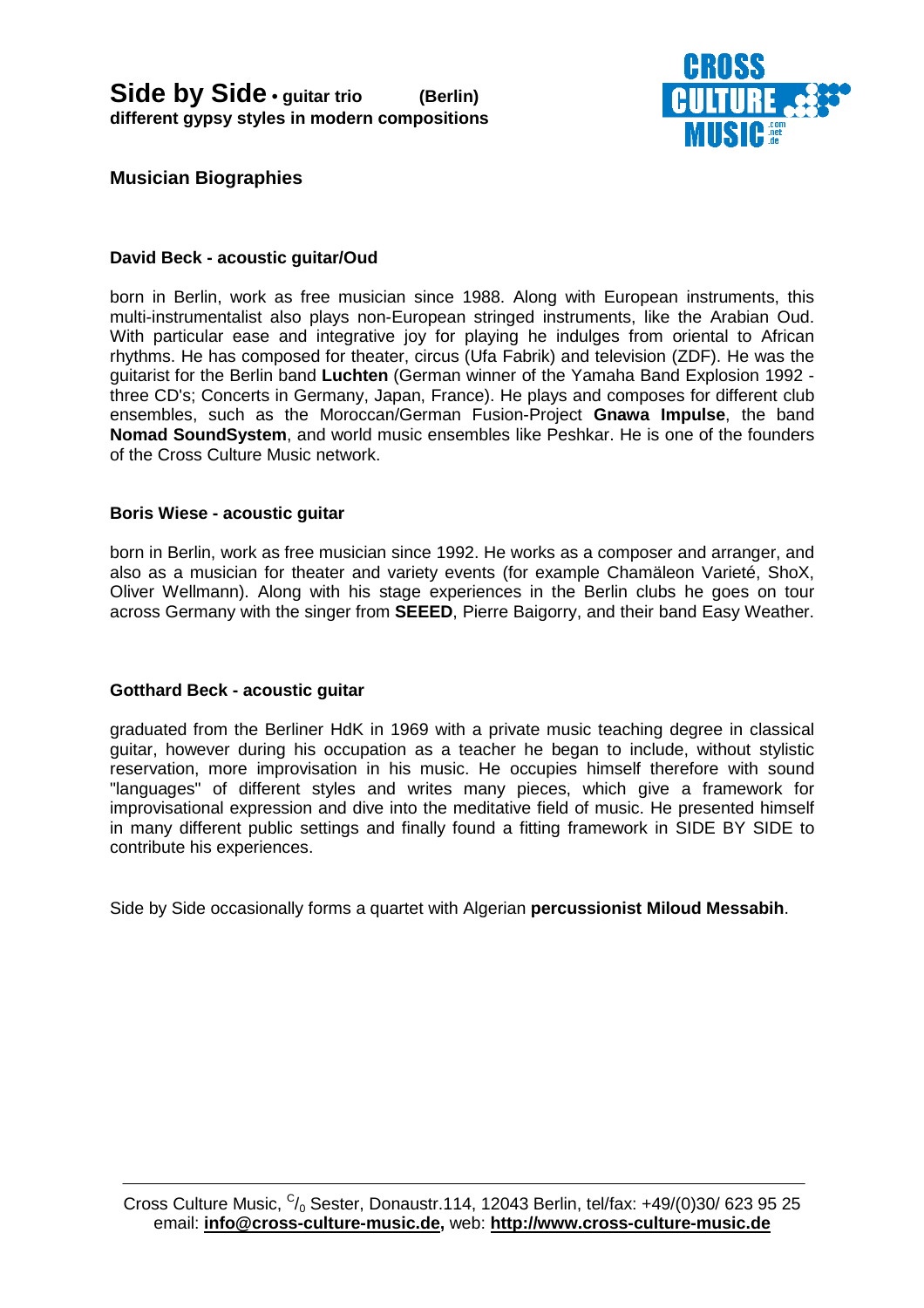# Side by Side • guitar trio (Berlin)

**different gypsy styles in modern compositions**

## Musician Biographies

### David Beck - acoustic guitar/Oud

born in Berlin, work as free musician since 1988. Along with European instruments, this multi-instrumentalist also plays non-European stringed instruments, like the Arabian Oud. With particular ease and integrative joy for playing he indulges from oriental to African rhythms. He has composed for theater, circus (Ufa Fabrik) and television (ZDF). He was the guitarist for the Berlin band **Luchten** (German winner of the Yamaha Band Explosion 1992 - three CD's; Concerts in Germany, Japan, France). He plays and composes for different club ensembles, such as the Moroccan/German Fusion-Project **Gnawa Impulse**, the band **Nomad SoundSystem**, and world music ensembles like Peshkar. He is one of the founders of the Cross Culture Music network.

### Boris Wiese - acoustic guitar

born in Berlin, work as free musician since 1992. He works as a composer and arranger, and also as a musician for theater and variety events (for example Chamäleon Varieté, ShoX, Oliver Wellmann). Along with his stage experiences in the Berlin clubs he goes on tour across Germany with the singer from **SEEED**, Pierre Baigorry, and their band Easy Weather.

### Gotthard Beck - acoustic guitar

graduated from the Berliner HdK in 1969 with a private music teaching degree in classical guitar, however during his occupation as a teacher he began to include, without stylistic reservation, more improvisation in his music. He occupies himself therefore with sound "languages" of different styles and writes many pieces, which give a framework for improvisational expression and dive into the meditative field of music. He presented himself in many different public settings and finally found a fitting framework in SIDE BY SIDE to contribute his experiences.

Side by Side occasionally forms a quartet with Algerian **percussionist Miloud Messabih**.

Cross Culture Music, c/o Sester, Donaustr.114, 12043 Berlin, tel/fax: +49/(0)30/ 623 95 25
email: **info@cross-culture-music.de,** web: **http://www.cross-culture-music.de**